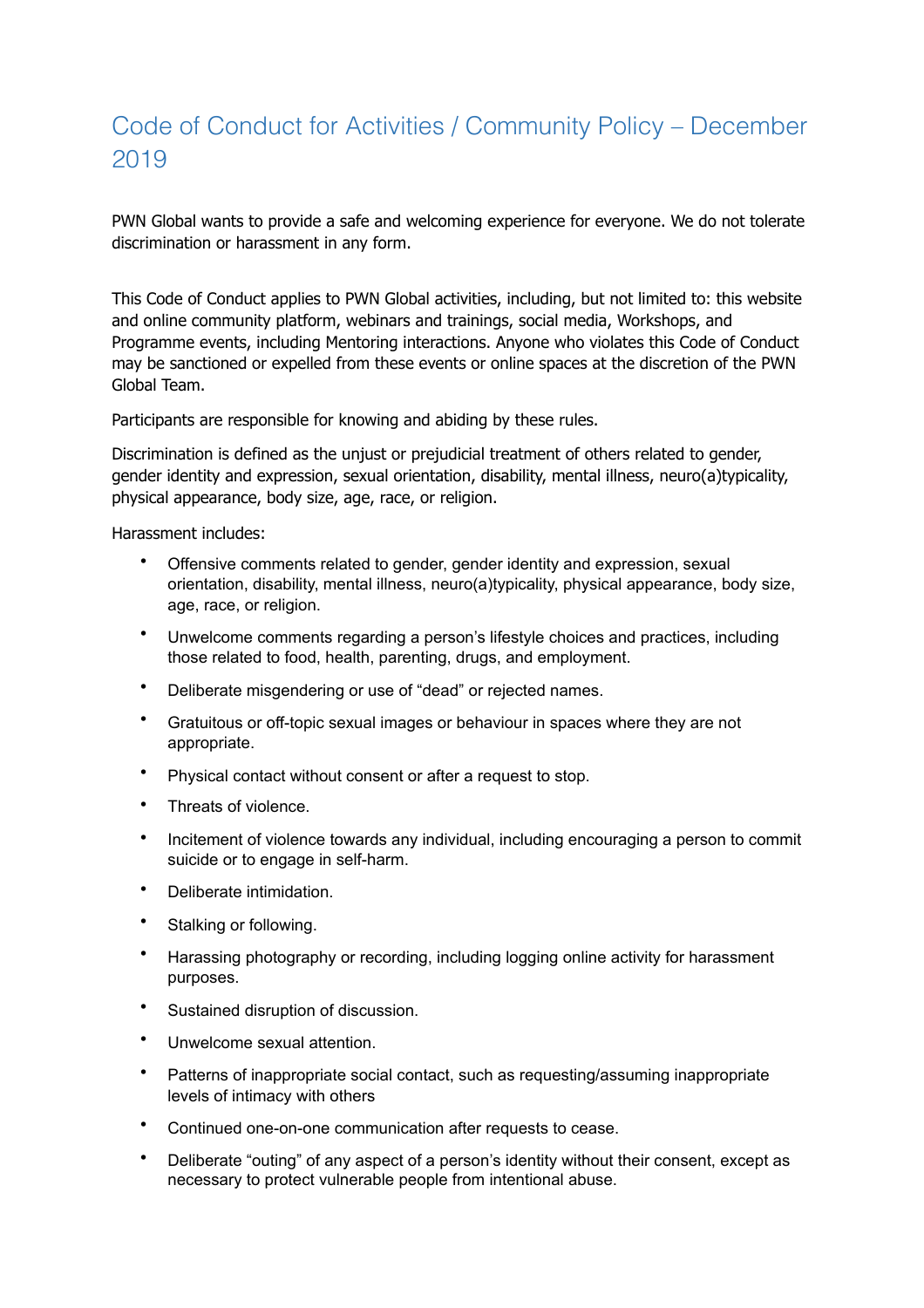# Code of Conduct for Activities / Community Policy – December 2019

PWN Global wants to provide a safe and welcoming experience for everyone. We do not tolerate discrimination or harassment in any form.

This Code of Conduct applies to PWN Global activities, including, but not limited to: this website and online community platform, webinars and trainings, social media, Workshops, and Programme events, including Mentoring interactions. Anyone who violates this Code of Conduct may be sanctioned or expelled from these events or online spaces at the discretion of the PWN Global Team.

Participants are responsible for knowing and abiding by these rules.

Discrimination is defined as the unjust or prejudicial treatment of others related to gender, gender identity and expression, sexual orientation, disability, mental illness, neuro(a)typicality, physical appearance, body size, age, race, or religion.

Harassment includes:

- Offensive comments related to gender, gender identity and expression, sexual orientation, disability, mental illness, neuro(a)typicality, physical appearance, body size, age, race, or religion.
- Unwelcome comments regarding a person's lifestyle choices and practices, including those related to food, health, parenting, drugs, and employment.
- Deliberate misgendering or use of "dead" or rejected names.
- Gratuitous or off-topic sexual images or behaviour in spaces where they are not appropriate.
- Physical contact without consent or after a request to stop.
- Threats of violence.
- Incitement of violence towards any individual, including encouraging a person to commit suicide or to engage in self-harm.
- Deliberate intimidation.
- Stalking or following.
- Harassing photography or recording, including logging online activity for harassment purposes.
- Sustained disruption of discussion.
- Unwelcome sexual attention.
- Patterns of inappropriate social contact, such as requesting/assuming inappropriate levels of intimacy with others
- Continued one-on-one communication after requests to cease.
- Deliberate "outing" of any aspect of a person's identity without their consent, except as necessary to protect vulnerable people from intentional abuse.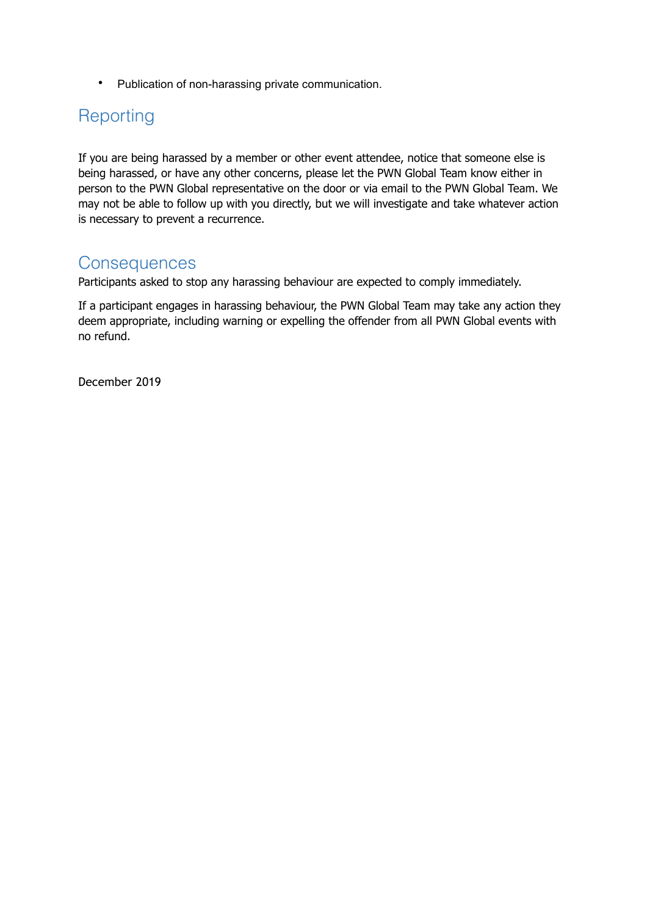- Publication of non-harassing private communication.

## Reporting

If you are being harassed by a member or other event attendee, notice that someone else is being harassed, or have any other concerns, please let the PWN Global Team know either in person to the PWN Global representative on the door or via email to the PWN Global Team. We may not be able to follow up with you directly, but we will investigate and take whatever action is necessary to prevent a recurrence.

## Consequences

Participants asked to stop any harassing behaviour are expected to comply immediately.

If a participant engages in harassing behaviour, the PWN Global Team may take any action they deem appropriate, including warning or expelling the offender from all PWN Global events with no refund.

December 2019